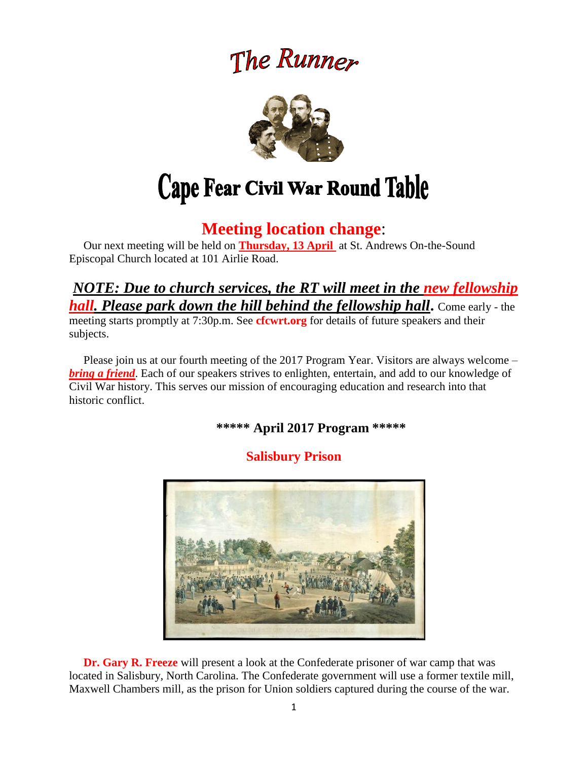# The Runner

# Cape Fear Civil War Round Table

## Meeting location change:

Our next meeting will be held on **Thursday, 13 April** at St. Andrews On-the-Sound Episcopal Church located at 101 Airlie Road.

***NOTE: Due to church services, the RT will meet in the new fellowship hall. Please park down the hill behind the fellowship hall.*** Come early - the meeting starts promptly at 7:30p.m. See **cfcwrt.org** for details of future speakers and their subjects.

Please join us at our fourth meeting of the 2017 Program Year. Visitors are always welcome – ***bring a friend***. Each of our speakers strives to enlighten, entertain, and add to our knowledge of Civil War history. This serves our mission of encouraging education and research into that historic conflict.

**\*\*\*\*\* April 2017 Program \*\*\*\*\***

### Salisbury Prison

**Dr. Gary R. Freeze** will present a look at the Confederate prisoner of war camp that was located in Salisbury, North Carolina. The Confederate government will use a former textile mill, Maxwell Chambers mill, as the prison for Union soldiers captured during the course of the war.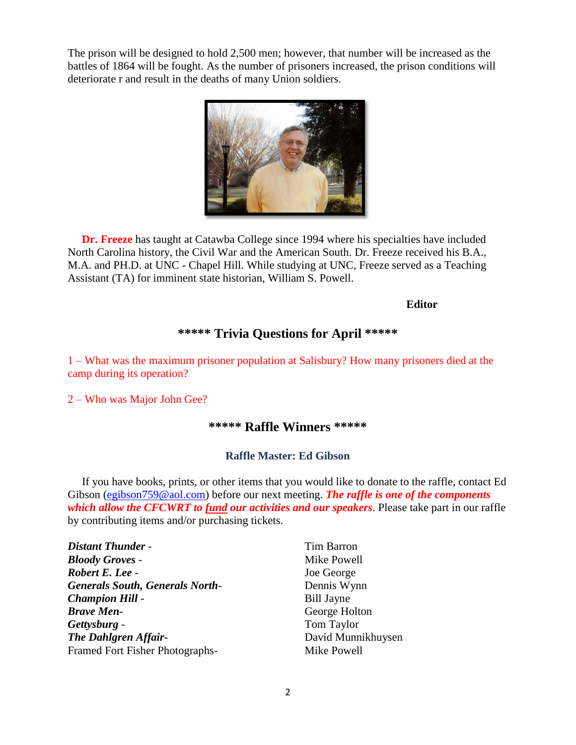The prison will be designed to hold 2,500 men; however, that number will be increased as the battles of 1864 will be fought. As the number of prisoners increased, the prison conditions will deteriorate r and result in the deaths of many Union soldiers.

**Dr. Freeze** has taught at Catawba College since 1994 where his specialties have included North Carolina history, the Civil War and the American South. Dr. Freeze received his B.A., M.A. and PH.D. at UNC - Chapel Hill. While studying at UNC, Freeze served as a Teaching Assistant (TA) for imminent state historian, William S. Powell.

**Editor**

## ***** Trivia Questions for April *****

1 – What was the maximum prisoner population at Salisbury? How many prisoners died at the camp during its operation?

2 – Who was Major John Gee?

## ***** Raffle Winners *****

### Raffle Master: Ed Gibson

If you have books, prints, or other items that you would like to donate to the raffle, contact Ed Gibson (egibson759@aol.com) before our next meeting. ***The raffle is one of the components which allow the CFCWRT to fund our activities and our speakers***. Please take part in our raffle by contributing items and/or purchasing tickets.

| | |
|---|---|
| ***Distant Thunder*** - | Tim Barron |
| ***Bloody Groves*** - | Mike Powell |
| ***Robert E. Lee*** - | Joe George |
| ***Generals South, Generals North***- | Dennis Wynn |
| ***Champion Hill*** - | Bill Jayne |
| ***Brave Men***- | George Holton |
| ***Gettysburg*** - | Tom Taylor |
| ***The Dahlgren Affair***- | David Munnikhuysen |
| Framed Fort Fisher Photographs- | Mike Powell |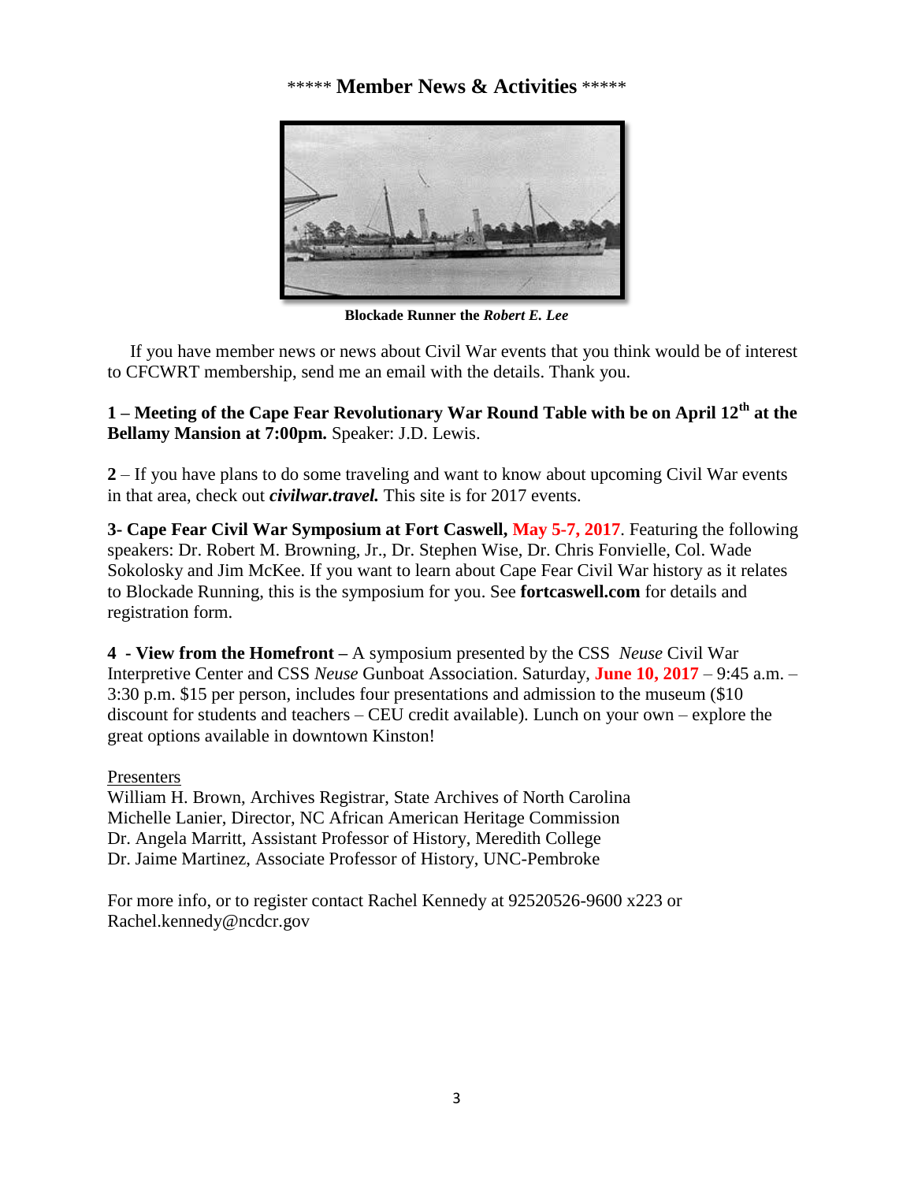## \*\*\*\*\* Member News & Activities \*\*\*\*\*

**Blockade Runner the *Robert E. Lee***

If you have member news or news about Civil War events that you think would be of interest to CFCWRT membership, send me an email with the details. Thank you.

**1 – Meeting of the Cape Fear Revolutionary War Round Table with be on April 12th at the Bellamy Mansion at 7:00pm.** Speaker: J.D. Lewis.

**2** – If you have plans to do some traveling and want to know about upcoming Civil War events in that area, check out ***civilwar.travel.*** This site is for 2017 events.

**3- Cape Fear Civil War Symposium at Fort Caswell, May 5-7, 2017**. Featuring the following speakers: Dr. Robert M. Browning, Jr., Dr. Stephen Wise, Dr. Chris Fonvielle, Col. Wade Sokolosky and Jim McKee. If you want to learn about Cape Fear Civil War history as it relates to Blockade Running, this is the symposium for you. See **fortcaswell.com** for details and registration form.

**4 - View from the Homefront –** A symposium presented by the CSS *Neuse* Civil War Interpretive Center and CSS *Neuse* Gunboat Association. Saturday, **June 10, 2017** – 9:45 a.m. – 3:30 p.m. $15 per person, includes four presentations and admission to the museum ($10 discount for students and teachers – CEU credit available). Lunch on your own – explore the great options available in downtown Kinston!

Presenters
William H. Brown, Archives Registrar, State Archives of North Carolina
Michelle Lanier, Director, NC African American Heritage Commission
Dr. Angela Marritt, Assistant Professor of History, Meredith College
Dr. Jaime Martinez, Associate Professor of History, UNC-Pembroke

For more info, or to register contact Rachel Kennedy at 92520526-9600 x223 or Rachel.kennedy@ncdcr.gov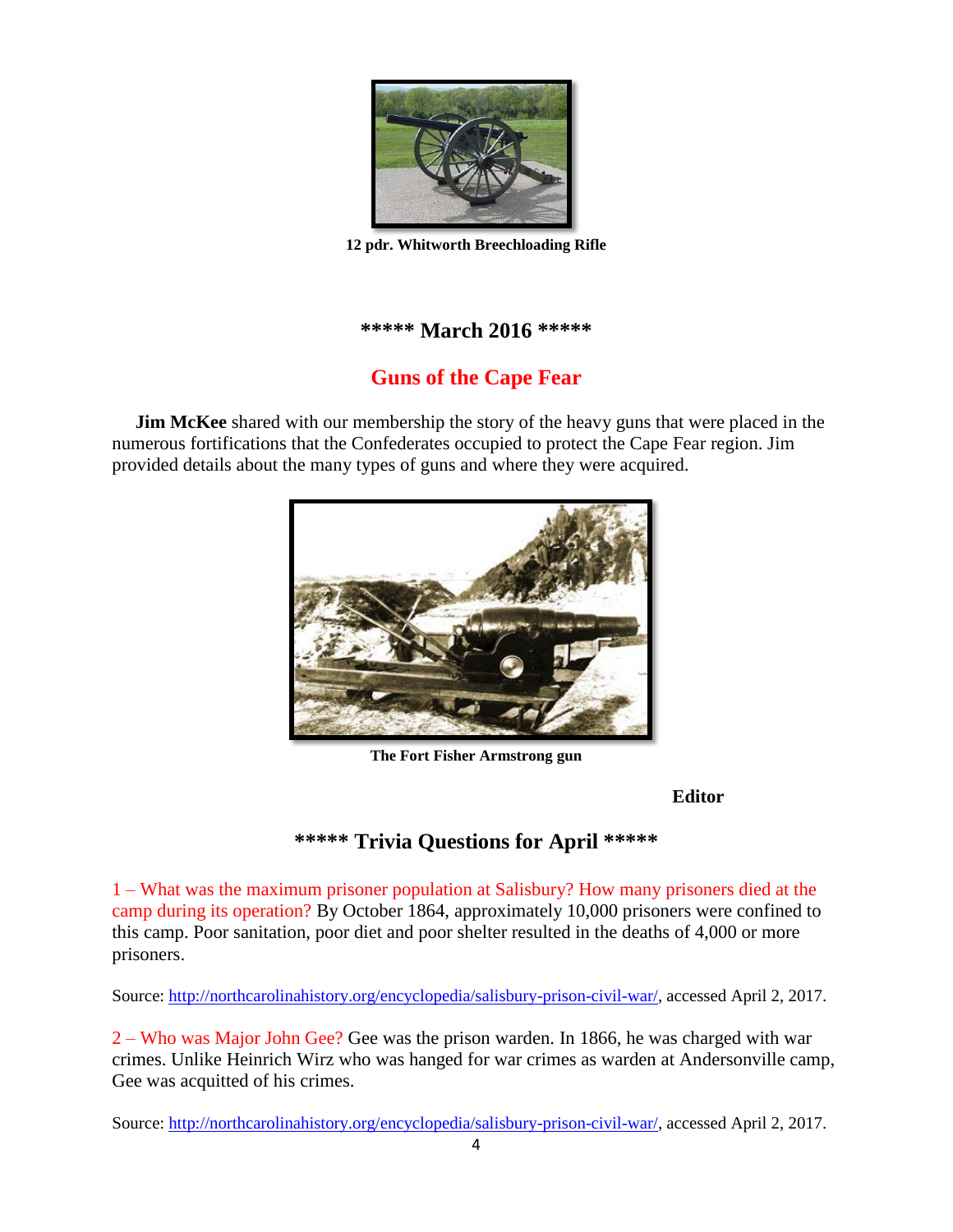12 pdr. Whitworth Breechloading Rifle

## ***** March 2016 *****

## Guns of the Cape Fear

**Jim McKee** shared with our membership the story of the heavy guns that were placed in the numerous fortifications that the Confederates occupied to protect the Cape Fear region. Jim provided details about the many types of guns and where they were acquired.

**The Fort Fisher Armstrong gun**

**Editor**

## ***** Trivia Questions for April *****

1 – What was the maximum prisoner population at Salisbury? How many prisoners died at the camp during its operation? By October 1864, approximately 10,000 prisoners were confined to this camp. Poor sanitation, poor diet and poor shelter resulted in the deaths of 4,000 or more prisoners.

Source: http://northcarolinahistory.org/encyclopedia/salisbury-prison-civil-war/, accessed April 2, 2017.

2 – Who was Major John Gee? Gee was the prison warden. In 1866, he was charged with war crimes. Unlike Heinrich Wirz who was hanged for war crimes as warden at Andersonville camp, Gee was acquitted of his crimes.

Source: http://northcarolinahistory.org/encyclopedia/salisbury-prison-civil-war/, accessed April 2, 2017.